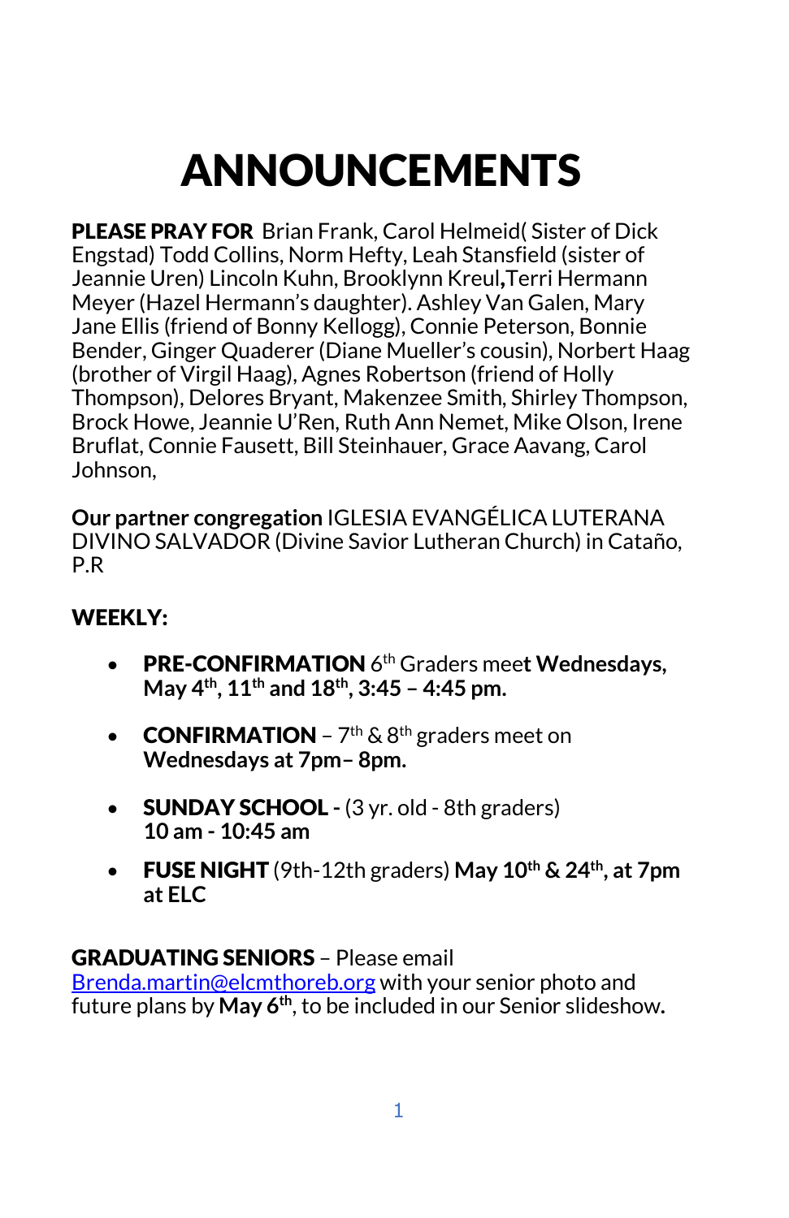# ANNOUNCEMENTS

**PLEASE PRAY FOR** Brian Frank, Carol Helmeid( Sister of Dick Engstad) Todd Collins, Norm Hefty, Leah Stansfield (sister of Jeannie Uren) Lincoln Kuhn, Brooklynn Kreul**,**Terri Hermann Meyer (Hazel Hermann's daughter). Ashley Van Galen, Mary Jane Ellis (friend of Bonny Kellogg), Connie Peterson, Bonnie Bender, Ginger Quaderer (Diane Mueller's cousin), Norbert Haag (brother of Virgil Haag), Agnes Robertson (friend of Holly Thompson), Delores Bryant, Makenzee Smith, Shirley Thompson, Brock Howe, Jeannie U'Ren, Ruth Ann Nemet, Mike Olson, Irene Bruflat, Connie Fausett, Bill Steinhauer, Grace Aavang, Carol Johnson,

**Our partner congregation** IGLESIA EVANGÉLICA LUTERANA DIVINO SALVADOR (Divine Savior Lutheran Church) in Cataño, P.R

**WEEKLY:**

- **PRE-CONFIRMATION** 6th Graders mee**t Wednesdays, May 4th, 11th and 18th, 3:45 – 4:45 pm.**
- **CONFIRMATION** – 7th & 8th graders meet on **Wednesdays at 7pm– 8pm.**
- **SUNDAY SCHOOL -** (3 yr. old - 8th graders) **10 am - 10:45 am**
- **FUSE NIGHT** (9th-12th graders) **May 10th & 24th, at 7pm at ELC**

**GRADUATING SENIORS** – Please email Brenda.martin@elcmthoreb.org with your senior photo and future plans by **May 6th**, to be included in our Senior slideshow**.**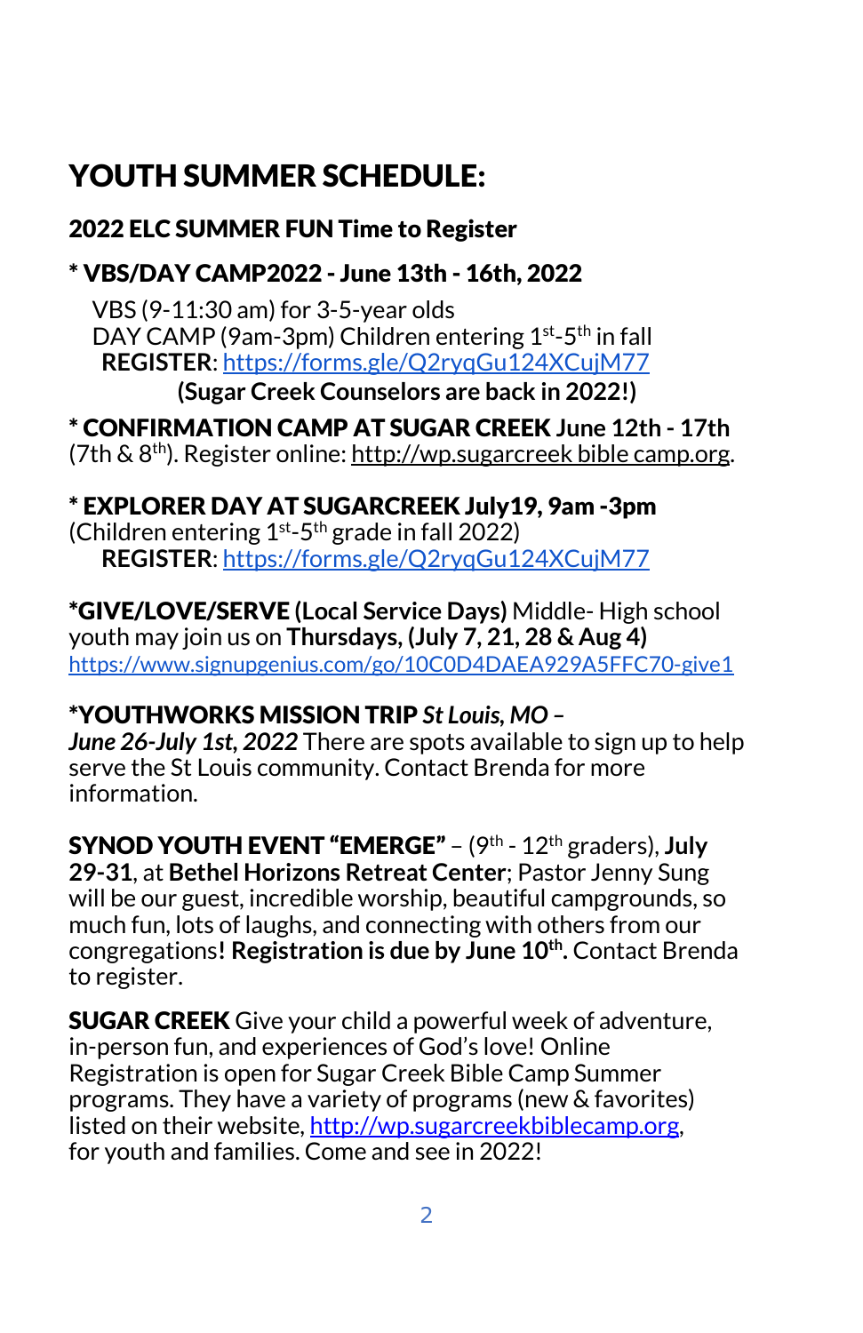# YOUTH SUMMER SCHEDULE:

### 2022 ELC SUMMER FUN Time to Register

### * VBS/DAY CAMP2022 - June 13th - 16th, 2022

VBS (9-11:30 am) for 3-5-year olds
DAY CAMP (9am-3pm) Children entering 1st-5th in fall
**REGISTER**: https://forms.gle/Q2ryqGu124XCujM77
**(Sugar Creek Counselors are back in 2022!)**

**\* CONFIRMATION CAMP AT SUGAR CREEK June 12th - 17th** (7th & 8th). Register online: http://wp.sugarcreek bible camp.org.

**\* EXPLORER DAY AT SUGARCREEK July19, 9am -3pm**
(Children entering 1st-5th grade in fall 2022)
**REGISTER**: https://forms.gle/Q2ryqGu124XCujM77

**\*GIVE/LOVE/SERVE (Local Service Days)** Middle- High school youth may join us on **Thursdays, (July 7, 21, 28 & Aug 4)**
https://www.signupgenius.com/go/10C0D4DAEA929A5FFC70-give1

**\*YOUTHWORKS MISSION TRIP** ***St Louis, MO –***
***June 26-July 1st, 2022*** There are spots available to sign up to help serve the St Louis community. Contact Brenda for more information.

**SYNOD YOUTH EVENT "EMERGE"** – (9th - 12th graders), **July 29-31**, at **Bethel Horizons Retreat Center**; Pastor Jenny Sung will be our guest, incredible worship, beautiful campgrounds, so much fun, lots of laughs, and connecting with others from our congregations**! Registration is due by June 10th.** Contact Brenda to register.

**SUGAR CREEK** Give your child a powerful week of adventure, in-person fun, and experiences of God's love! Online Registration is open for Sugar Creek Bible Camp Summer programs. They have a variety of programs (new & favorites) listed on their website, http://wp.sugarcreekbiblecamp.org, for youth and families. Come and see in 2022!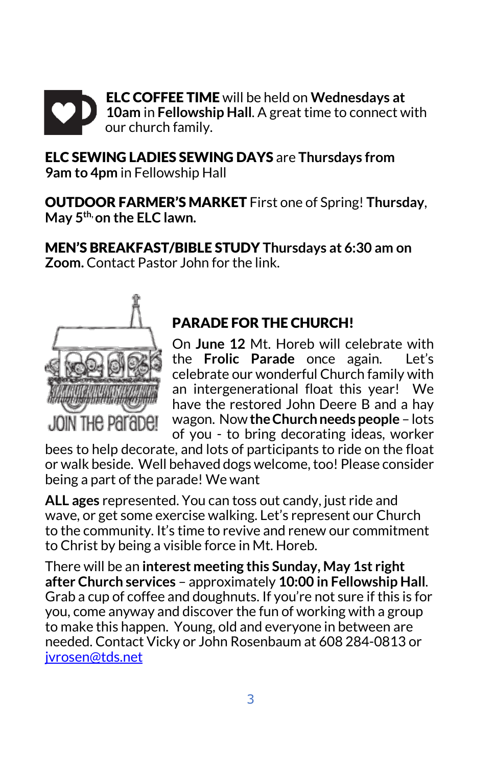**ELC COFFEE TIME** will be held on **Wednesdays at 10am** in **Fellowship Hall**. A great time to connect with our church family.

**ELC SEWING LADIES SEWING DAYS** are **Thursdays from 9am to 4pm** in Fellowship Hall

**OUTDOOR FARMER'S MARKET** First one of Spring! **Thursday, May 5th, on the ELC lawn.**

**MEN'S BREAKFAST/BIBLE STUDY Thursdays at 6:30 am on Zoom.** Contact Pastor John for the link.

JOIN THE PARADE!

## PARADE FOR THE CHURCH!

On **June 12** Mt. Horeb will celebrate with the **Frolic Parade** once again. Let's celebrate our wonderful Church family with an intergenerational float this year! We have the restored John Deere B and a hay wagon. Now **the Church needs people** – lots of you - to bring decorating ideas, worker bees to help decorate, and lots of participants to ride on the float or walk beside. Well behaved dogs welcome, too! Please consider being a part of the parade! We want

**ALL ages** represented. You can toss out candy, just ride and wave, or get some exercise walking. Let's represent our Church to the community. It's time to revive and renew our commitment to Christ by being a visible force in Mt. Horeb.

There will be an **interest meeting this Sunday, May 1st right after Church services** – approximately **10:00 in Fellowship Hall**. Grab a cup of coffee and doughnuts. If you're not sure if this is for you, come anyway and discover the fun of working with a group to make this happen. Young, old and everyone in between are needed. Contact Vicky or John Rosenbaum at 608 284-0813 or jvrosen@tds.net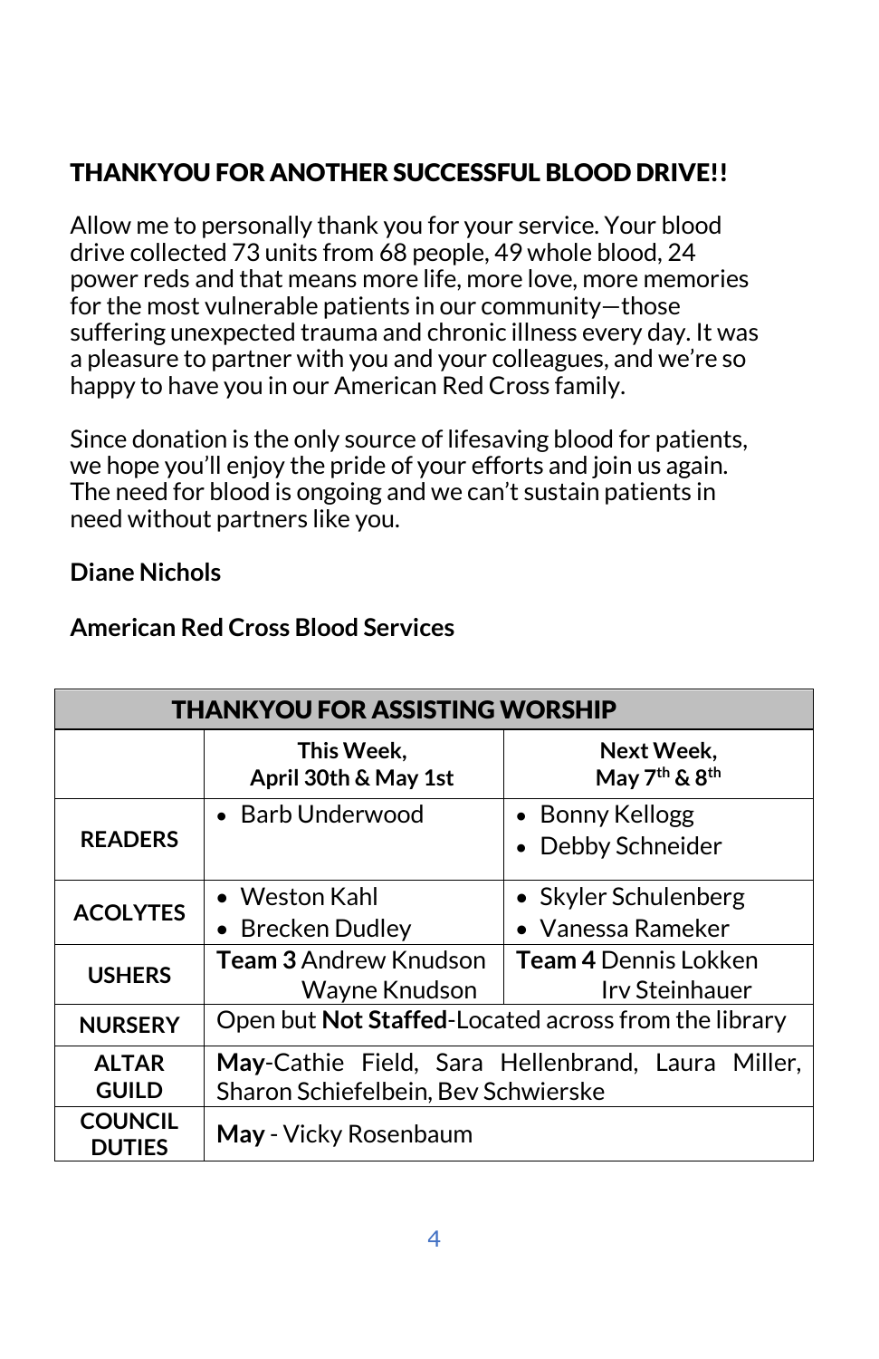## THANKYOU FOR ANOTHER SUCCESSFUL BLOOD DRIVE!!

Allow me to personally thank you for your service. Your blood drive collected 73 units from 68 people, 49 whole blood, 24 power reds and that means more life, more love, more memories for the most vulnerable patients in our community—those suffering unexpected trauma and chronic illness every day. It was a pleasure to partner with you and your colleagues, and we're so happy to have you in our American Red Cross family.

Since donation is the only source of lifesaving blood for patients, we hope you'll enjoy the pride of your efforts and join us again. The need for blood is ongoing and we can't sustain patients in need without partners like you.

**Diane Nichols**

**American Red Cross Blood Services**

| THANKYOU FOR ASSISTING WORSHIP | | |
|---|---|---|
| | **This Week, April 30th & May 1st** | **Next Week, May 7th & 8th** |
| **READERS** | • Barb Underwood | • Bonny Kellogg<br>• Debby Schneider |
| **ACOLYTES** | • Weston Kahl<br>• Brecken Dudley | • Skyler Schulenberg<br>• Vanessa Rameker |
| **USHERS** | **Team 3** Andrew Knudson<br>Wayne Knudson | **Team 4** Dennis Lokken<br>Irv Steinhauer |
| **NURSERY** | Open but **Not Staffed**-Located across from the library | |
| **ALTAR GUILD** | **May**-Cathie Field, Sara Hellenbrand, Laura Miller, Sharon Schiefelbein, Bev Schwierske | |
| **COUNCIL DUTIES** | **May** - Vicky Rosenbaum | |